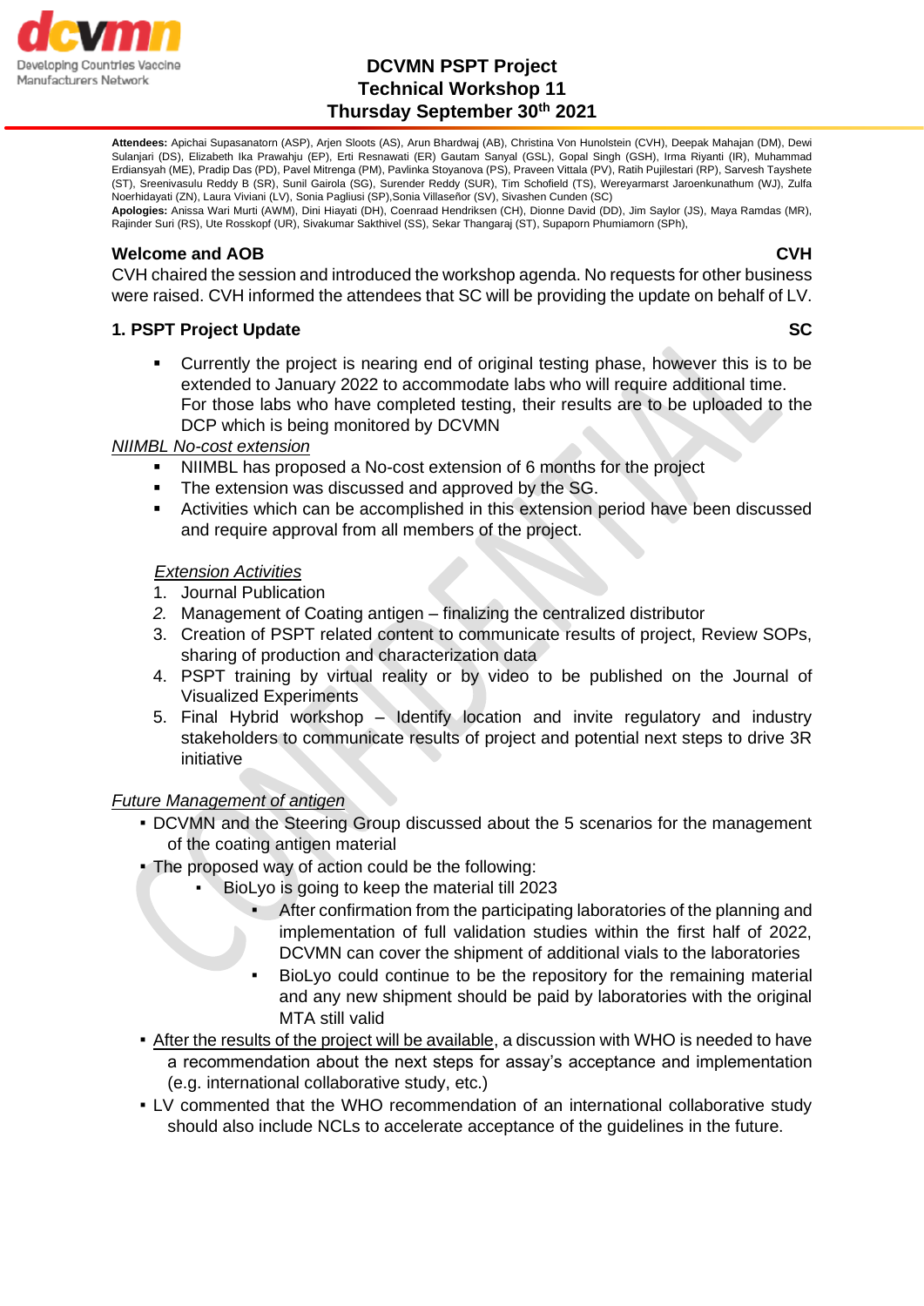# DCVMN PSPT Project
# Technical Workshop 11
# Thursday September 30th 2021

**Attendees:** Apichai Supasanatorn (ASP), Arjen Sloots (AS), Arun Bhardwaj (AB), Christina Von Hunolstein (CVH), Deepak Mahajan (DM), Dewi Sulanjari (DS), Elizabeth Ika Prawahju (EP), Erti Resnawati (ER) Gautam Sanyal (GSL), Gopal Singh (GSH), Irma Riyanti (IR), Muhammad Erdiansyah (ME), Pradip Das (PD), Pavel Mitrenga (PM), Pavlinka Stoyanova (PS), Praveen Vittala (PV), Ratih Pujilestari (RP), Sarvesh Tayshete (ST), Sreenivasulu Reddy B (SR), Sunil Gairola (SG), Surender Reddy (SUR), Tim Schofield (TS), Wereyarmarst Jaroenkunathum (WJ), Zulfa Noerhidayati (ZN), Laura Viviani (LV), Sonia Pagliusi (SP),Sonia Villaseñor (SV), Sivashen Cunden (SC)

**Apologies:** Anissa Wari Murti (AWM), Dini Hiayati (DH), Coenraad Hendriksen (CH), Dionne David (DD), Jim Saylor (JS), Maya Ramdas (MR), Rajinder Suri (RS), Ute Rosskopf (UR), Sivakumar Sakthivel (SS), Sekar Thangaraj (ST), Supaporn Phumiamorn (SPh),

## Welcome and AOB — CVH

CVH chaired the session and introduced the workshop agenda. No requests for other business were raised. CVH informed the attendees that SC will be providing the update on behalf of LV.

## 1. PSPT Project Update — SC

- Currently the project is nearing end of original testing phase, however this is to be extended to January 2022 to accommodate labs who will require additional time. For those labs who have completed testing, their results are to be uploaded to the DCP which is being monitored by DCVMN

*NIIMBL No-cost extension*

- NIIMBL has proposed a No-cost extension of 6 months for the project
- The extension was discussed and approved by the SG.
- Activities which can be accomplished in this extension period have been discussed and require approval from all members of the project.

*Extension Activities*

1. Journal Publication
2. Management of Coating antigen – finalizing the centralized distributor
3. Creation of PSPT related content to communicate results of project, Review SOPs, sharing of production and characterization data
4. PSPT training by virtual reality or by video to be published on the Journal of Visualized Experiments
5. Final Hybrid workshop – Identify location and invite regulatory and industry stakeholders to communicate results of project and potential next steps to drive 3R initiative

*Future Management of antigen*

- DCVMN and the Steering Group discussed about the 5 scenarios for the management of the coating antigen material
- The proposed way of action could be the following:
  - BioLyo is going to keep the material till 2023
    - After confirmation from the participating laboratories of the planning and implementation of full validation studies within the first half of 2022, DCVMN can cover the shipment of additional vials to the laboratories
    - BioLyo could continue to be the repository for the remaining material and any new shipment should be paid by laboratories with the original MTA still valid
- After the results of the project will be available, a discussion with WHO is needed to have a recommendation about the next steps for assay's acceptance and implementation (e.g. international collaborative study, etc.)
- LV commented that the WHO recommendation of an international collaborative study should also include NCLs to accelerate acceptance of the guidelines in the future.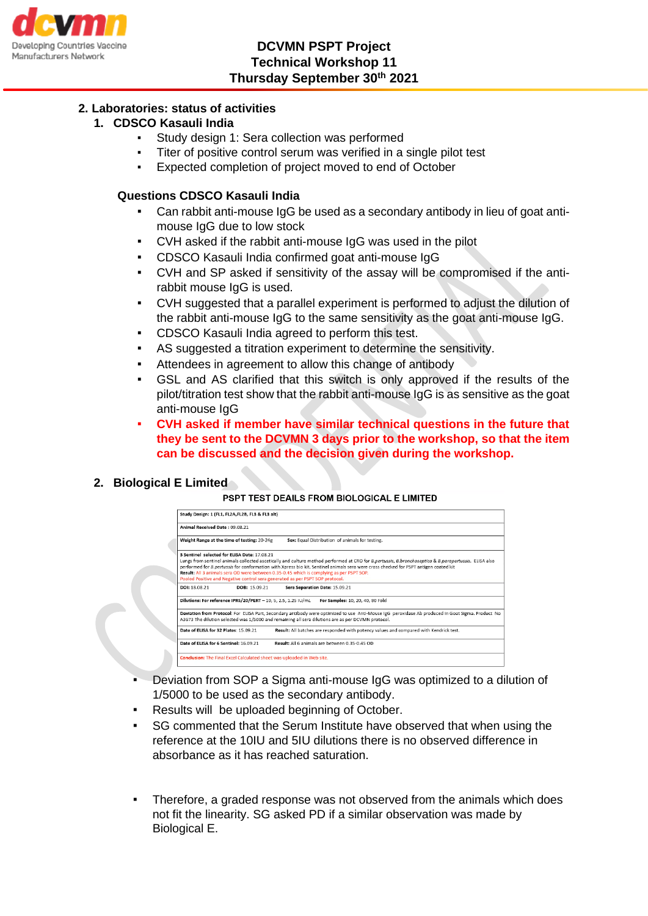## 2. Laboratories: status of activities

### 1. CDSCO Kasauli India

- Study design 1: Sera collection was performed
- Titer of positive control serum was verified in a single pilot test
- Expected completion of project moved to end of October

**Questions CDSCO Kasauli India**

- Can rabbit anti-mouse IgG be used as a secondary antibody in lieu of goat anti-mouse IgG due to low stock
- CVH asked if the rabbit anti-mouse IgG was used in the pilot
- CDSCO Kasauli India confirmed goat anti-mouse IgG
- CVH and SP asked if sensitivity of the assay will be compromised if the anti-rabbit mouse IgG is used.
- CVH suggested that a parallel experiment is performed to adjust the dilution of the rabbit anti-mouse IgG to the same sensitivity as the goat anti-mouse IgG.
- CDSCO Kasauli India agreed to perform this test.
- AS suggested a titration experiment to determine the sensitivity.
- Attendees in agreement to allow this change of antibody
- GSL and AS clarified that this switch is only approved if the results of the pilot/titration test show that the rabbit anti-mouse IgG is as sensitive as the goat anti-mouse IgG
- **CVH asked if member have similar technical questions in the future that they be sent to the DCVMN 3 days prior to the workshop, so that the item can be discussed and the decision given during the workshop.**

### 2. Biological E Limited

**PSPT TEST DEAILS FROM BIOLOGICAL E LIMITED**

| |
|---|
| **Study Design:** 1 (FL1, FL2A,FL2B, FL3 & FL3 alt) |
| **Animal Received Date :** 09.08.21 |
| **Weight Range at the time of testing:** 20-24g &nbsp;&nbsp;&nbsp; **Sex:** Equal Distribution of animals for testing. |
| **3 Sentinel selected for ELISA Date:** 17.08.21<br>Lungs from sentinel animals collected ascetically and culture method performed at CRO for *B.pertussis*, *B.bronchoseptica* & *B.parapertussis*. ELISA also performed for *B.pertussis* for conformation with Xpress bio kit. Sentinel animals sera were cross checked for PSPT antigen coated kit<br>**Result:** All 3 animals sera OD were between 0.35-0.45 which is complying as per PSPT SOP.<br>Pooled Positive and Negative control sera generated as per PSPT SOP protocol. |
| **DOI:** 18.08.21 &nbsp;&nbsp;&nbsp; **DOB:** 15.09.21 &nbsp;&nbsp;&nbsp; **Sera Separation Date:** 15.09.21 |
| **Dilutions: For reference IPRS/20/PERT** – 10, 5, 2.5, 1.25 IU/mL &nbsp;&nbsp;&nbsp; **For Samples:** 10, 20, 40, 80 Fold |
| **Deviation from Protocol:** For ELISA Part, Secondary antibody were optimized to use Anti-Mouse IgG peroxidase Ab produced in Goat Sigma. Product No A3673 The dilution selected was 1/5000 and remaining all sera dilutions are as per DCVMN protocol. |
| **Date of ELISA for 32 Plates:** 15.09.21 &nbsp;&nbsp;&nbsp; **Result:** All batches are responded with potency values and compared with Kendrick test. |
| **Date of ELISA for 6 Sentinel:** 16.09.21 &nbsp;&nbsp;&nbsp; **Result:** All 6 animals are between 0.35-0.45 OD |
| **Conclusion:** The Final Excel Calculated sheet was uploaded in Web site. |

- Deviation from SOP a Sigma anti-mouse IgG was optimized to a dilution of 1/5000 to be used as the secondary antibody.
- Results will be uploaded beginning of October.
- SG commented that the Serum Institute have observed that when using the reference at the 10IU and 5IU dilutions there is no observed difference in absorbance as it has reached saturation.

- Therefore, a graded response was not observed from the animals which does not fit the linearity. SG asked PD if a similar observation was made by Biological E.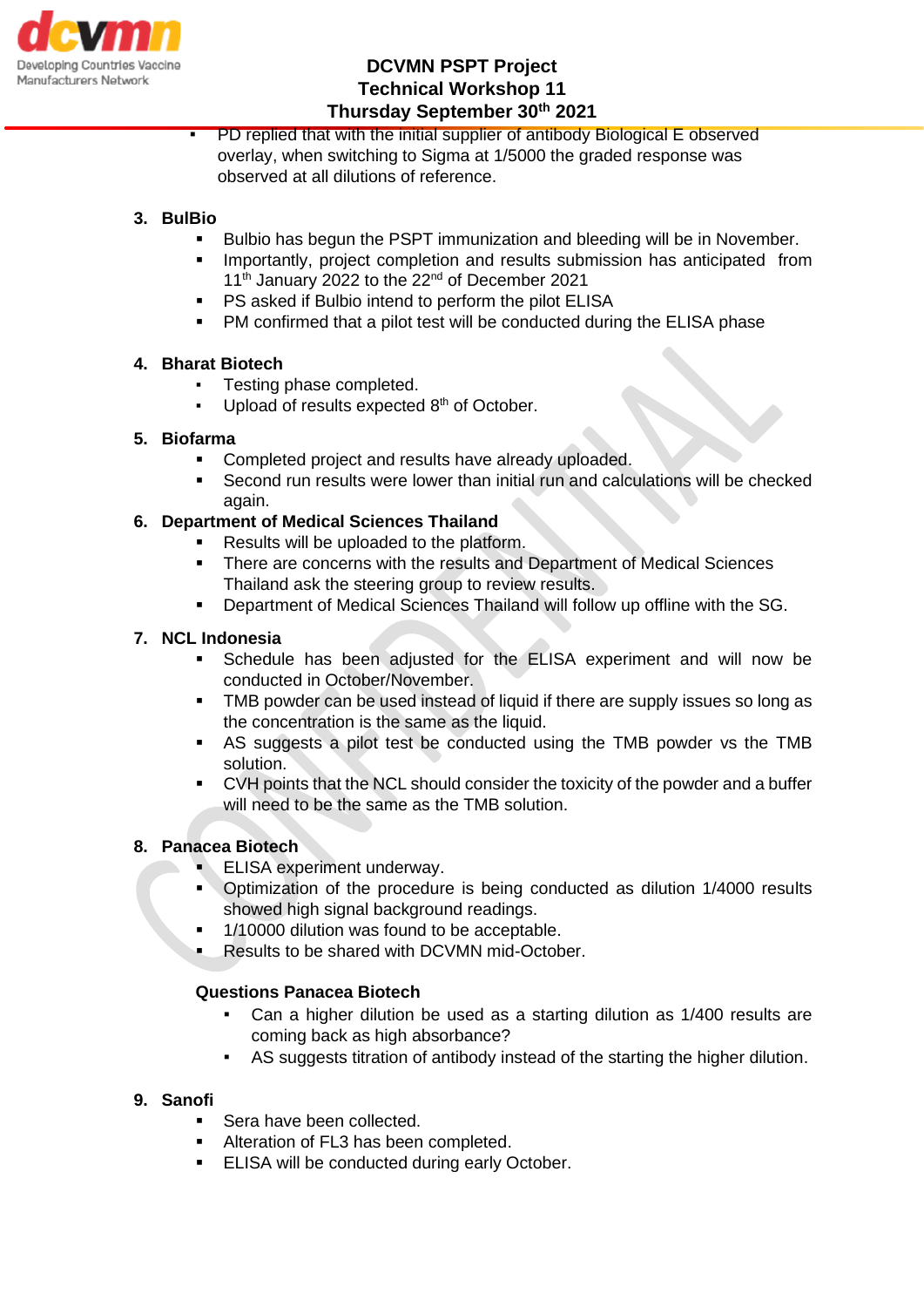- PD replied that with the initial supplier of antibody Biological E observed overlay, when switching to Sigma at 1/5000 the graded response was observed at all dilutions of reference.

3. **BulBio**
   - Bulbio has begun the PSPT immunization and bleeding will be in November.
   - Importantly, project completion and results submission has anticipated from 11th January 2022 to the 22nd of December 2021
   - PS asked if Bulbio intend to perform the pilot ELISA
   - PM confirmed that a pilot test will be conducted during the ELISA phase

4. **Bharat Biotech**
   - Testing phase completed.
   - Upload of results expected 8th of October.

5. **Biofarma**
   - Completed project and results have already uploaded.
   - Second run results were lower than initial run and calculations will be checked again.

6. **Department of Medical Sciences Thailand**
   - Results will be uploaded to the platform.
   - There are concerns with the results and Department of Medical Sciences Thailand ask the steering group to review results.
   - Department of Medical Sciences Thailand will follow up offline with the SG.

7. **NCL Indonesia**
   - Schedule has been adjusted for the ELISA experiment and will now be conducted in October/November.
   - TMB powder can be used instead of liquid if there are supply issues so long as the concentration is the same as the liquid.
   - AS suggests a pilot test be conducted using the TMB powder vs the TMB solution.
   - CVH points that the NCL should consider the toxicity of the powder and a buffer will need to be the same as the TMB solution.

8. **Panacea Biotech**
   - ELISA experiment underway.
   - Optimization of the procedure is being conducted as dilution 1/4000 results showed high signal background readings.
   - 1/10000 dilution was found to be acceptable.
   - Results to be shared with DCVMN mid-October.

   **Questions Panacea Biotech**
   - Can a higher dilution be used as a starting dilution as 1/400 results are coming back as high absorbance?
   - AS suggests titration of antibody instead of the starting the higher dilution.

9. **Sanofi**
   - Sera have been collected.
   - Alteration of FL3 has been completed.
   - ELISA will be conducted during early October.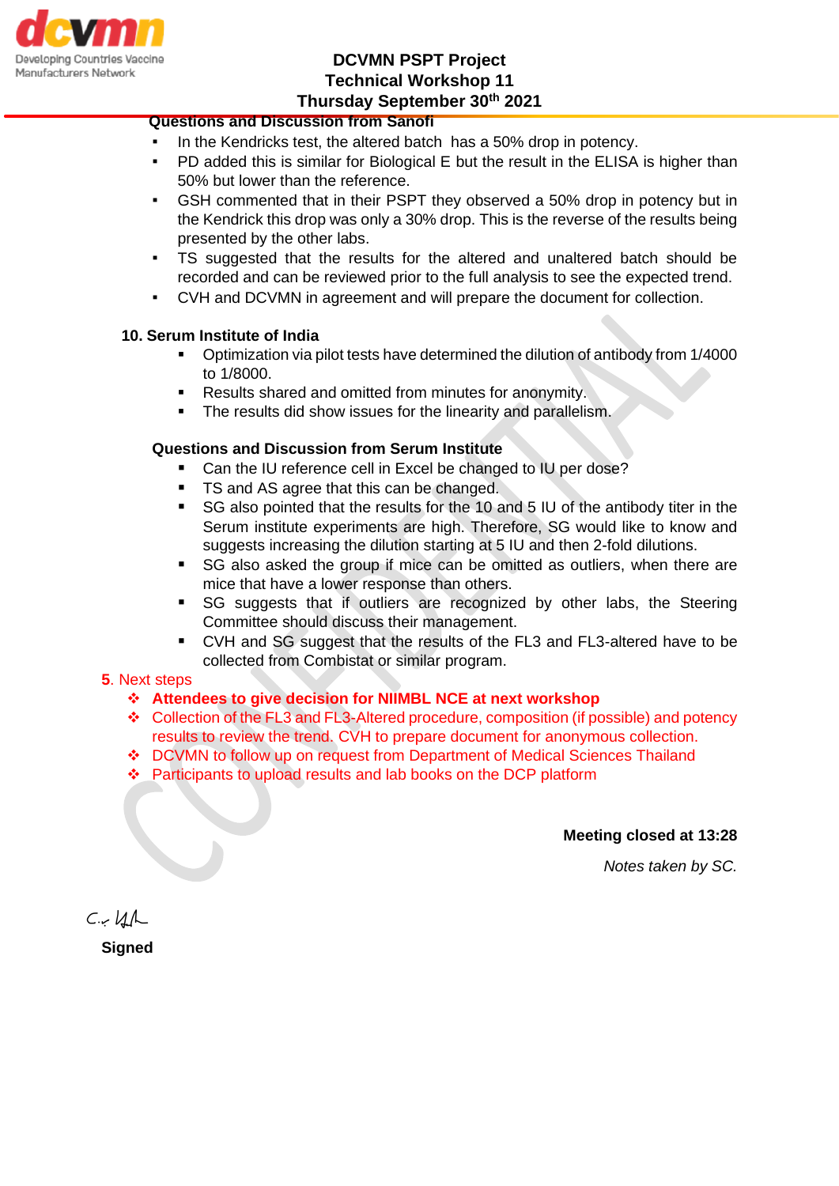**Questions and Discussion from Sanofi**

- In the Kendricks test, the altered batch has a 50% drop in potency.
- PD added this is similar for Biological E but the result in the ELISA is higher than 50% but lower than the reference.
- GSH commented that in their PSPT they observed a 50% drop in potency but in the Kendrick this drop was only a 30% drop. This is the reverse of the results being presented by the other labs.
- TS suggested that the results for the altered and unaltered batch should be recorded and can be reviewed prior to the full analysis to see the expected trend.
- CVH and DCVMN in agreement and will prepare the document for collection.

**10. Serum Institute of India**

- Optimization via pilot tests have determined the dilution of antibody from 1/4000 to 1/8000.
- Results shared and omitted from minutes for anonymity.
- The results did show issues for the linearity and parallelism.

**Questions and Discussion from Serum Institute**

- Can the IU reference cell in Excel be changed to IU per dose?
- TS and AS agree that this can be changed.
- SG also pointed that the results for the 10 and 5 IU of the antibody titer in the Serum institute experiments are high. Therefore, SG would like to know and suggests increasing the dilution starting at 5 IU and then 2-fold dilutions.
- SG also asked the group if mice can be omitted as outliers, when there are mice that have a lower response than others.
- SG suggests that if outliers are recognized by other labs, the Steering Committee should discuss their management.
- CVH and SG suggest that the results of the FL3 and FL3-altered have to be collected from Combistat or similar program.

**5**. Next steps

- **Attendees to give decision for NIIMBL NCE at next workshop**
- Collection of the FL3 and FL3-Altered procedure, composition (if possible) and potency results to review the trend. CVH to prepare document for anonymous collection.
- DCVMN to follow up on request from Department of Medical Sciences Thailand
- Participants to upload results and lab books on the DCP platform

**Meeting closed at 13:28**

*Notes taken by SC.*

**Signed**